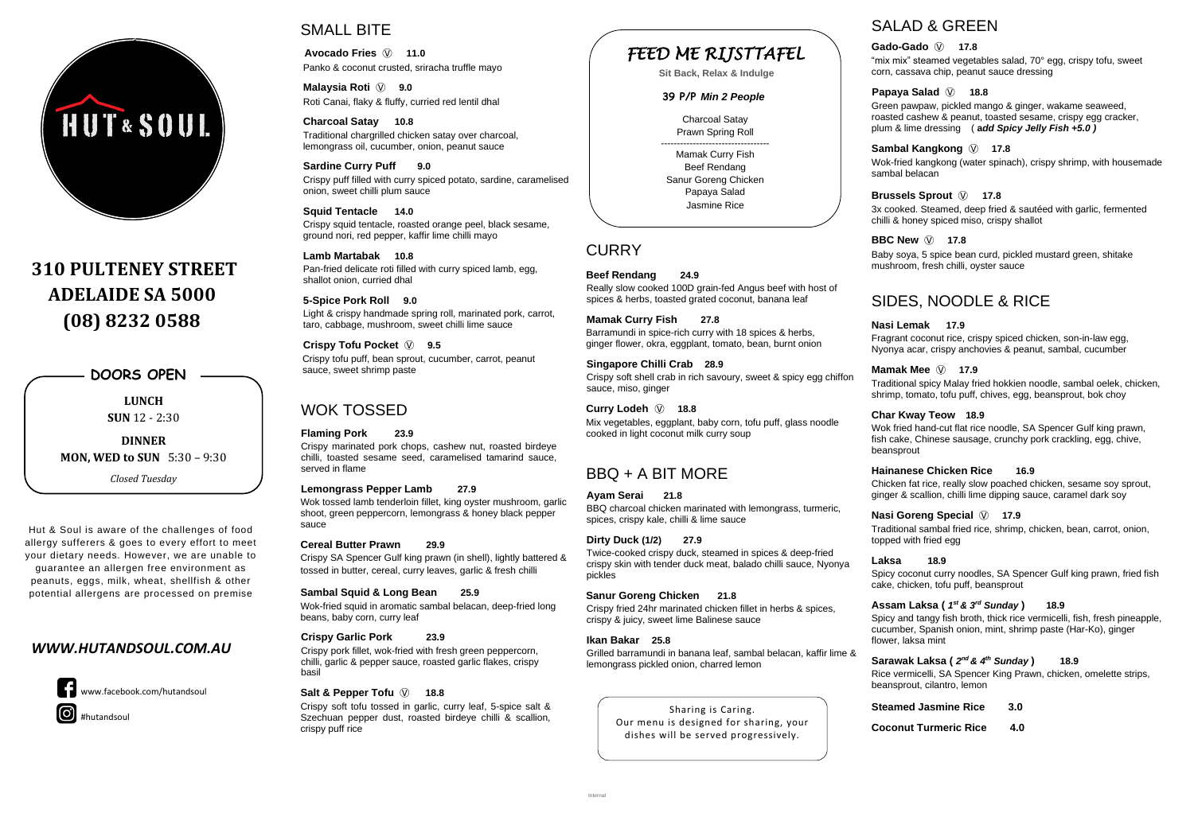# HUT & SOUL

## 310 PULTENEY STREET
## ADELAIDE SA 5000
## (08) 8232 0588

### DOORS OPEN

**LUNCH**
**SUN** 12 - 2:30

**DINNER**
**MON, WED to SUN** 5:30 – 9:30

*Closed Tuesday*

Hut & Soul is aware of the challenges of food allergy sufferers & goes to every effort to meet your dietary needs. However, we are unable to guarantee an allergen free environment as peanuts, eggs, milk, wheat, shellfish & other potential allergens are processed on premise

### *WWW.HUTANDSOUL.COM.AU*

www.facebook.com/hutandsoul

#hutandsoul

## SMALL BITE

**Avocado Fries** Ⓥ **11.0**
Panko & coconut crusted, sriracha truffle mayo

**Malaysia Roti** Ⓥ **9.0**
Roti Canai, flaky & fluffy, curried red lentil dhal

**Charcoal Satay** **10.8**
Traditional chargrilled chicken satay over charcoal, lemongrass oil, cucumber, onion, peanut sauce

**Sardine Curry Puff** **9.0**
Crispy puff filled with curry spiced potato, sardine, caramelised onion, sweet chilli plum sauce

**Squid Tentacle** **14.0**
Crispy squid tentacle, roasted orange peel, black sesame, ground nori, red pepper, kaffir lime chilli mayo

**Lamb Martabak** **10.8**
Pan-fried delicate roti filled with curry spiced lamb, egg, shallot onion, curried dhal

**5-Spice Pork Roll** **9.0**
Light & crispy handmade spring roll, marinated pork, carrot, taro, cabbage, mushroom, sweet chilli lime sauce

**Crispy Tofu Pocket** Ⓥ **9.5**
Crispy tofu puff, bean sprout, cucumber, carrot, peanut sauce, sweet shrimp paste

## WOK TOSSED

**Flaming Pork** **23.9**
Crispy marinated pork chops, cashew nut, roasted birdeye chilli, toasted sesame seed, caramelised tamarind sauce, served in flame

**Lemongrass Pepper Lamb** **27.9**
Wok tossed lamb tenderloin fillet, king oyster mushroom, garlic shoot, green peppercorn, lemongrass & honey black pepper sauce

**Cereal Butter Prawn** **29.9**
Crispy SA Spencer Gulf king prawn (in shell), lightly battered & tossed in butter, cereal, curry leaves, garlic & fresh chilli

**Sambal Squid & Long Bean** **25.9**
Wok-fried squid in aromatic sambal belacan, deep-fried long beans, baby corn, curry leaf

**Crispy Garlic Pork** **23.9**
Crispy pork fillet, wok-fried with fresh green peppercorn, chilli, garlic & pepper sauce, roasted garlic flakes, crispy basil

**Salt & Pepper Tofu** Ⓥ **18.8**
Crispy soft tofu tossed in garlic, curry leaf, 5-spice salt & Szechuan pepper dust, roasted birdeye chilli & scallion, crispy puff rice

## *FEED ME RIJSTTAFEL*

**Sit Back, Relax & Indulge**

***39 P/P Min 2 People***

Charcoal Satay
Prawn Spring Roll

---

Mamak Curry Fish
Beef Rendang
Sanur Goreng Chicken
Papaya Salad
Jasmine Rice

## CURRY

**Beef Rendang** **24.9**
Really slow cooked 100D grain-fed Angus beef with host of spices & herbs, toasted grated coconut, banana leaf

**Mamak Curry Fish** **27.8**
Barramundi in spice-rich curry with 18 spices & herbs, ginger flower, okra, eggplant, tomato, bean, burnt onion

**Singapore Chilli Crab** **28.9**
Crispy soft shell crab in rich savoury, sweet & spicy egg chiffon sauce, miso, ginger

**Curry Lodeh** Ⓥ **18.8**
Mix vegetables, eggplant, baby corn, tofu puff, glass noodle cooked in light coconut milk curry soup

## BBQ + A BIT MORE

**Ayam Serai** **21.8**
BBQ charcoal chicken marinated with lemongrass, turmeric, spices, crispy kale, chilli & lime sauce

**Dirty Duck (1/2)** **27.9**
Twice-cooked crispy duck, steamed in spices & deep-fried crispy skin with tender duck meat, balado chilli sauce, Nyonya pickles

**Sanur Goreng Chicken** **21.8**
Crispy fried 24hr marinated chicken fillet in herbs & spices, crispy & juicy, sweet lime Balinese sauce

**Ikan Bakar** **25.8**
Grilled barramundi in banana leaf, sambal belacan, kaffir lime & lemongrass pickled onion, charred lemon

Sharing is Caring.
Our menu is designed for sharing, your dishes will be served progressively.

## SALAD & GREEN

**Gado-Gado** Ⓥ **17.8**
"mix mix" steamed vegetables salad, 70° egg, crispy tofu, sweet corn, cassava chip, peanut sauce dressing

**Papaya Salad** Ⓥ **18.8**
Green pawpaw, pickled mango & ginger, wakame seaweed, roasted cashew & peanut, toasted sesame, crispy egg cracker, plum & lime dressing ( ***add Spicy Jelly Fish +5.0*** )

**Sambal Kangkong** Ⓥ **17.8**
Wok-fried kangkong (water spinach), crispy shrimp, with housemade sambal belacan

**Brussels Sprout** Ⓥ **17.8**
3x cooked. Steamed, deep fried & sautéed with garlic, fermented chilli & honey spiced miso, crispy shallot

**BBC New** Ⓥ **17.8**
Baby soya, 5 spice bean curd, pickled mustard green, shitake mushroom, fresh chilli, oyster sauce

## SIDES, NOODLE & RICE

**Nasi Lemak** **17.9**
Fragrant coconut rice, crispy spiced chicken, son-in-law egg, Nyonya acar, crispy anchovies & peanut, sambal, cucumber

**Mamak Mee** Ⓥ **17.9**
Traditional spicy Malay fried hokkien noodle, sambal oelek, chicken, shrimp, tomato, tofu puff, chives, egg, beansprout, bok choy

**Char Kway Teow** **18.9**
Wok fried hand-cut flat rice noodle, SA Spencer Gulf king prawn, fish cake, Chinese sausage, crunchy pork crackling, egg, chive, beansprout

**Hainanese Chicken Rice** **16.9**
Chicken fat rice, really slow poached chicken, sesame soy sprout, ginger & scallion, chilli lime dipping sauce, caramel dark soy

**Nasi Goreng Special** Ⓥ **17.9**
Traditional sambal fried rice, shrimp, chicken, bean, carrot, onion, topped with fried egg

**Laksa** **18.9**
Spicy coconut curry noodles, SA Spencer Gulf king prawn, fried fish cake, chicken, tofu puff, beansprout

**Assam Laksa (** ***1st & 3rd Sunday*** **)** **18.9**
Spicy and tangy fish broth, thick rice vermicelli, fish, fresh pineapple, cucumber, Spanish onion, mint, shrimp paste (Har-Ko), ginger flower, laksa mint

**Sarawak Laksa (** ***2nd & 4th Sunday*** **)** **18.9**
Rice vermicelli, SA Spencer King Prawn, chicken, omelette strips, beansprout, cilantro, lemon

**Steamed Jasmine Rice** **3.0**

**Coconut Turmeric Rice** **4.0**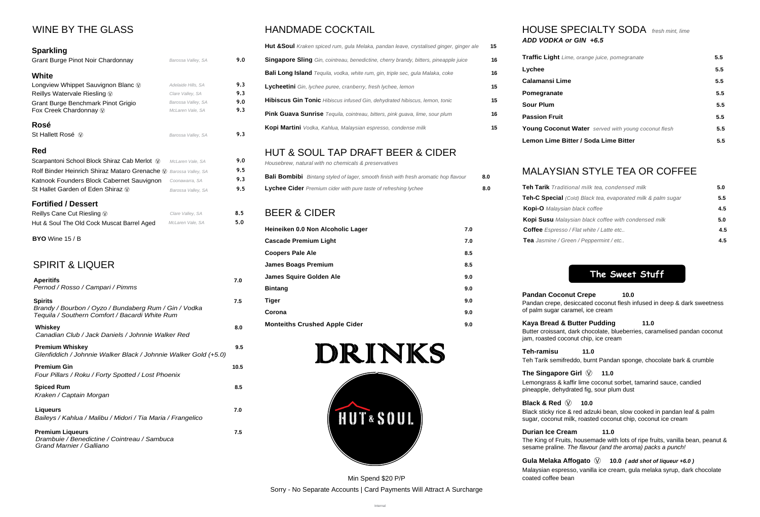## WINE BY THE GLASS

### Sparkling

| | | |
|---|---|---|
| Grant Burge Pinot Noir Chardonnay | *Barossa Valley, SA* | 9.0 |

### White

| | | |
|---|---|---|
| Longview Whippet Sauvignon Blanc Ⓥ | *Adelaide Hills, SA* | 9.3 |
| Reillys Watervale Riesling Ⓥ | *Clare Valley, SA* | 9.3 |
| Grant Burge Benchmark Pinot Grigio | *Barossa Valley, SA* | 9.0 |
| Fox Creek Chardonnay Ⓥ | *McLaren Vale, SA* | 9.3 |

### Rosé

| | | |
|---|---|---|
| St Hallett Rosé Ⓥ | *Barossa Valley, SA* | 9.3 |

### Red

| | | |
|---|---|---|
| Scarpantoni School Block Shiraz Cab Merlot Ⓥ | *McLaren Vale, SA* | 9.0 |
| Rolf Binder Heinrich Shiraz Mataro Grenache Ⓥ | *Barossa Valley, SA* | 9.5 |
| Katnook Founders Block Cabernet Sauvignon | *Coonawarra, SA* | 9.3 |
| St Hallet Garden of Eden Shiraz Ⓥ | *Barossa Valley, SA* | 9.5 |

### Fortified / Dessert

| | | |
|---|---|---|
| Reillys Cane Cut Riesling Ⓥ | *Clare Valley, SA* | 8.5 |
| Hut & Soul The Old Cock Muscat Barrel Aged | *McLaren Vale, SA* | 5.0 |

**BYO** Wine 15 / B

## SPIRIT & LIQUER

**Aperitifs** 7.0
*Pernod / Rosso / Campari / Pimms*

**Spirits** 7.5
*Brandy / Bourbon / Oyzo / Bundaberg Rum / Gin / Vodka*
*Tequila / Southern Comfort / Bacardi White Rum*

**Whiskey** 8.0
*Canadian Club / Jack Daniels / Johnnie Walker Red*

**Premium Whiskey** 9.5
*Glenfiddich / Johnnie Walker Black / Johnnie Walker Gold (+5.0)*

**Premium Gin** 10.5
*Four Pillars / Roku / Forty Spotted / Lost Phoenix*

**Spiced Rum** 8.5
*Kraken / Captain Morgan*

**Liqueurs** 7.0
*Baileys / Kahlua / Malibu / Midori / Tia Maria / Frangelico*

**Premium Liqueurs** 7.5
*Drambuie / Benedictine / Cointreau / Sambuca*
*Grand Marnier / Galliano*

## HANDMADE COCKTAIL

| | |
|---|---|
| **Hut &Soul** *Kraken spiced rum, gula Melaka, pandan leave, crystalised ginger, ginger ale* | 15 |
| **Singapore Sling** *Gin, cointreau, benedictine, cherry brandy, bitters, pineapple juice* | 16 |
| **Bali Long Island** *Tequila, vodka, white rum, gin, triple sec, gula Malaka, coke* | 16 |
| **Lycheetini** *Gin, lychee puree, cranberry, fresh lychee, lemon* | 15 |
| **Hibiscus Gin Tonic** *Hibiscus infused Gin, dehydrated hibiscus, lemon, tonic* | 15 |
| **Pink Guava Sunrise** *Tequila, cointreau, bitters, pink guava, lime, sour plum* | 16 |
| **Kopi Martini** *Vodka, Kahlua, Malaysian espresso, condense milk* | 15 |

## HUT & SOUL TAP DRAFT BEER & CIDER

*Housebrew, natural with no chemicals & preservatives*

| | |
|---|---|
| **Bali Bombibi** *Bintang styled of lager, smooth finish with fresh aromatic hop flavour* | 8.0 |
| **Lychee Cider** *Premium cider with pure taste of refreshing lychee* | 8.0 |

## BEER & CIDER

| | |
|---|---|
| **Heineiken 0.0 Non Alcoholic Lager** | 7.0 |
| **Cascade Premium Light** | 7.0 |
| **Coopers Pale Ale** | 8.5 |
| **James Boags Premium** | 8.5 |
| **James Squire Golden Ale** | 9.0 |
| **Bintang** | 9.0 |
| **Tiger** | 9.0 |
| **Corona** | 9.0 |
| **Monteiths Crushed Apple Cider** | 9.0 |

# DRINKS

HUT & SOUL

Min Spend $20 P/P

Sorry - No Separate Accounts | Card Payments Will Attract A Surcharge

## HOUSE SPECIALTY SODA *fresh mint, lime*

***ADD VODKA or GIN +6.5***

| | |
|---|---|
| **Traffic Light** *Lime, orange juice, pomegranate* | 5.5 |
| **Lychee** | 5.5 |
| **Calamansi Lime** | 5.5 |
| **Pomegranate** | 5.5 |
| **Sour Plum** | 5.5 |
| **Passion Fruit** | 5.5 |
| **Young Coconut Water** *served with young coconut flesh* | 5.5 |
| **Lemon Lime Bitter / Soda Lime Bitter** | 5.5 |

## MALAYSIAN STYLE TEA OR COFFEE

| | |
|---|---|
| **Teh Tarik** *Traditional milk tea, condensed milk* | 5.0 |
| **Teh-C Special** *(Cold) Black tea, evaporated milk & palm sugar* | 5.5 |
| **Kopi-O** *Malaysian black coffee* | 4.5 |
| **Kopi Susu** *Malaysian black coffee with condensed milk* | 5.0 |
| **Coffee** *Espresso / Flat white / Latte etc..* | 4.5 |
| **Tea** *Jasmine / Green / Peppermint / etc..* | 4.5 |

## The Sweet Stuff

**Pandan Coconut Crepe** 10.0
Pandan crepe, desiccated coconut flesh infused in deep & dark sweetness of palm sugar caramel, ice cream

**Kaya Bread & Butter Pudding** 11.0
Butter croissant, dark chocolate, blueberries, caramelised pandan coconut jam, roasted coconut chip, ice cream

**Teh-ramisu** 11.0
Teh Tarik semifreddo, burnt Pandan sponge, chocolate bark & crumble

**The Singapore Girl** Ⓥ 11.0
Lemongrass & kaffir lime coconut sorbet, tamarind sauce, candied pineapple, dehydrated fig, sour plum dust

**Black & Red** Ⓥ 10.0
Black sticky rice & red adzuki bean, slow cooked in pandan leaf & palm sugar, coconut milk, roasted coconut chip, coconut ice cream

**Durian Ice Cream** 11.0
The King of Fruits, housemade with lots of ripe fruits, vanilla bean, peanut & sesame praline. *The flavour (and the aroma) packs a punch!*

**Gula Melaka Affogato** Ⓥ 10.0 ***( add shot of liqueur +6.0 )***
Malaysian espresso, vanilla ice cream, gula melaka syrup, dark chocolate coated coffee bean